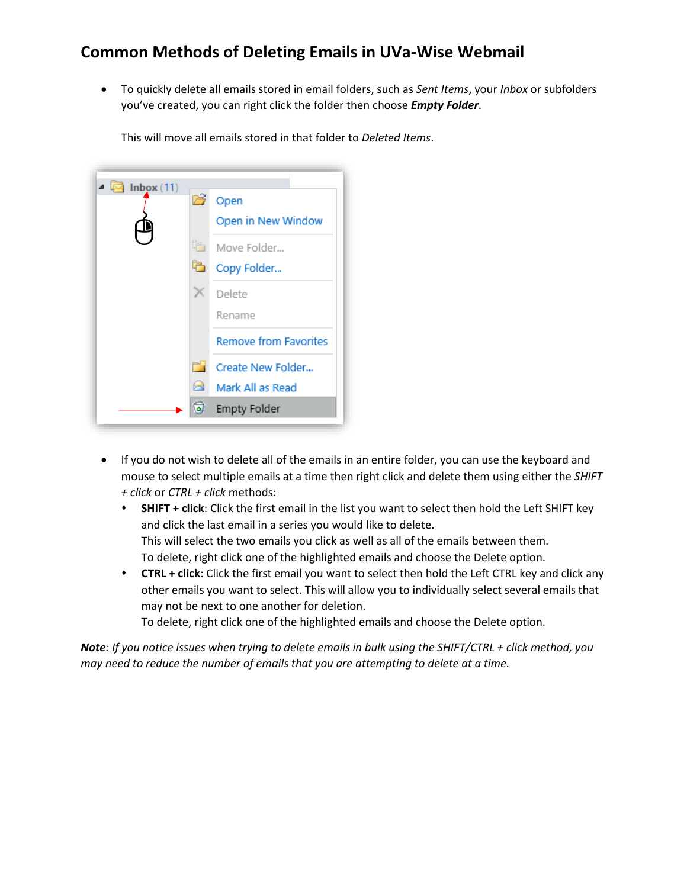# Common Methods of Deleting Emails in UVa-Wise Webmail

- To quickly delete all emails stored in email folders, such as *Sent Items*, your *Inbox* or subfolders you've created, you can right click the folder then choose ***Empty Folder***.

  This will move all emails stored in that folder to *Deleted Items*.

- If you do not wish to delete all of the emails in an entire folder, you can use the keyboard and mouse to select multiple emails at a time then right click and delete them using either the *SHIFT + click* or *CTRL + click* methods:
  - **SHIFT + click**: Click the first email in the list you want to select then hold the Left SHIFT key and click the last email in a series you would like to delete.
    This will select the two emails you click as well as all of the emails between them.
    To delete, right click one of the highlighted emails and choose the Delete option.
  - **CTRL + click**: Click the first email you want to select then hold the Left CTRL key and click any other emails you want to select. This will allow you to individually select several emails that may not be next to one another for deletion.
    To delete, right click one of the highlighted emails and choose the Delete option.

***Note**: If you notice issues when trying to delete emails in bulk using the SHIFT/CTRL + click method, you may need to reduce the number of emails that you are attempting to delete at a time.*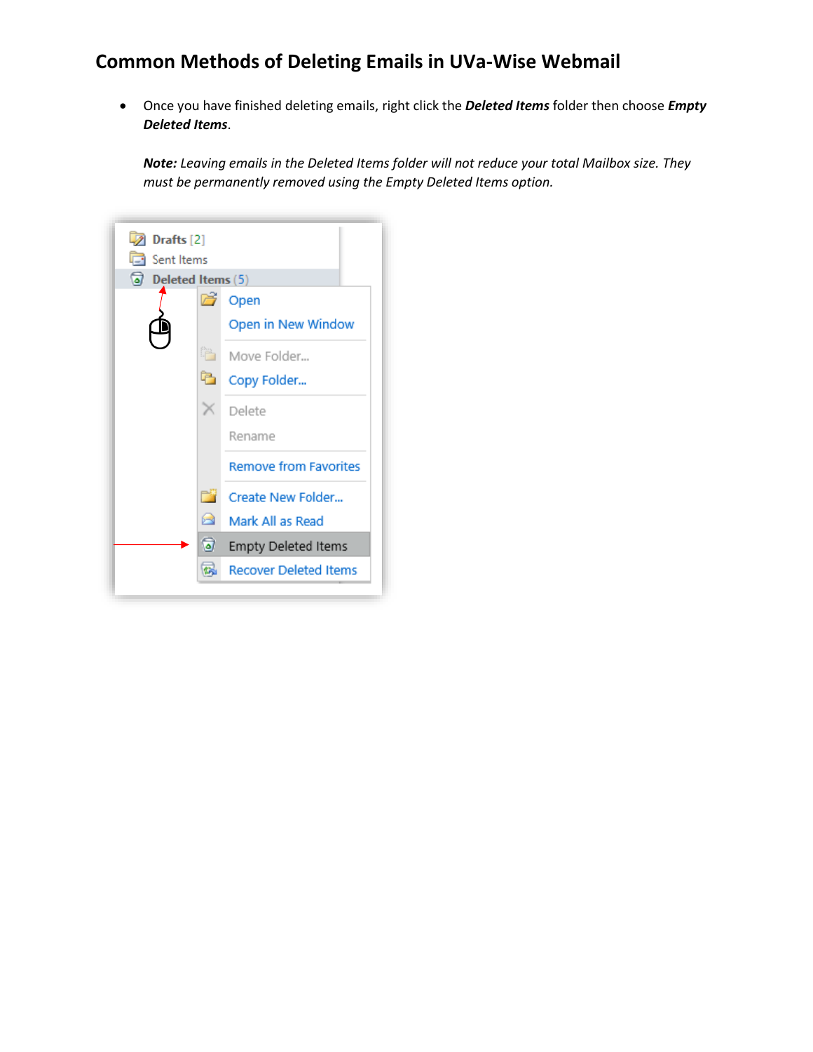## Common Methods of Deleting Emails in UVa-Wise Webmail

- Once you have finished deleting emails, right click the ***Deleted Items*** folder then choose ***Empty Deleted Items***.

  ***Note:*** *Leaving emails in the Deleted Items folder will not reduce your total Mailbox size. They must be permanently removed using the Empty Deleted Items option.*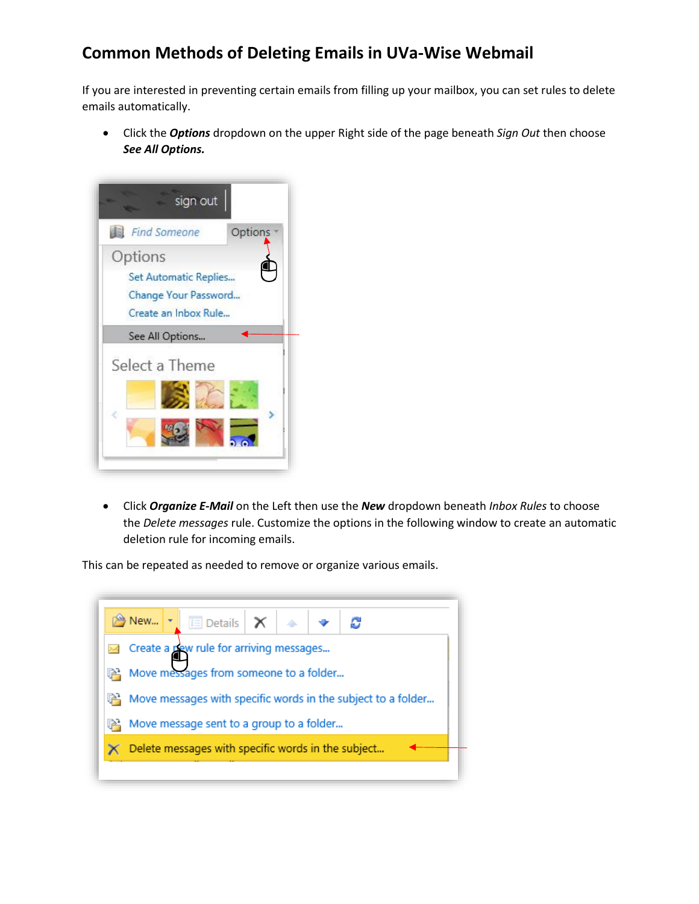## Common Methods of Deleting Emails in UVa-Wise Webmail

If you are interested in preventing certain emails from filling up your mailbox, you can set rules to delete emails automatically.

- Click the ***Options*** dropdown on the upper Right side of the page beneath *Sign Out* then choose ***See All Options.***

- Click ***Organize E-Mail*** on the Left then use the ***New*** dropdown beneath *Inbox Rules* to choose the *Delete messages* rule. Customize the options in the following window to create an automatic deletion rule for incoming emails.

This can be repeated as needed to remove or organize various emails.